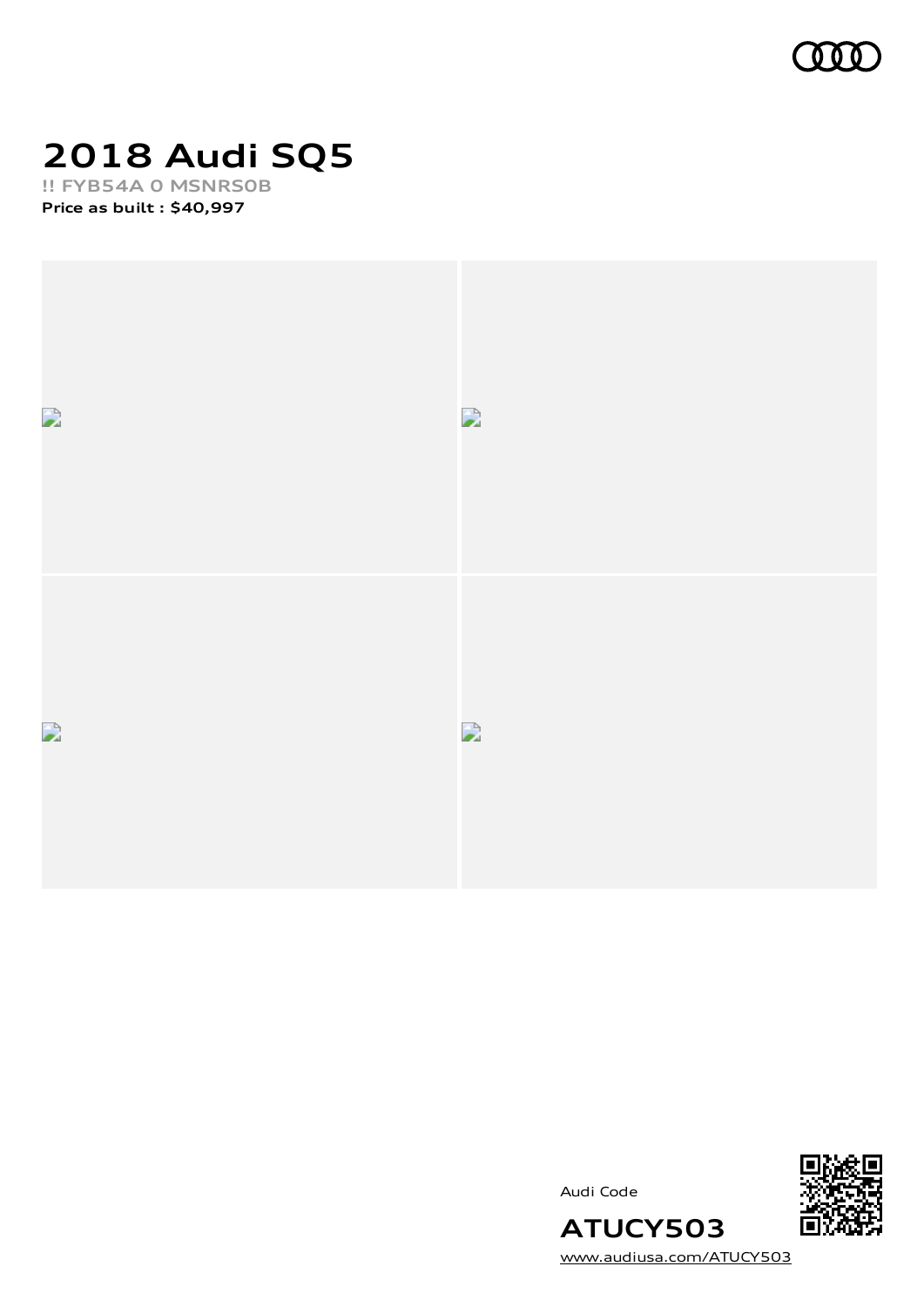# 2018 Audi SQ5

!! FYB54A 0 MSNRS0B

**Price as built : $40,997**

Audi Code

## ATUCY503

www.audiusa.com/ATUCY503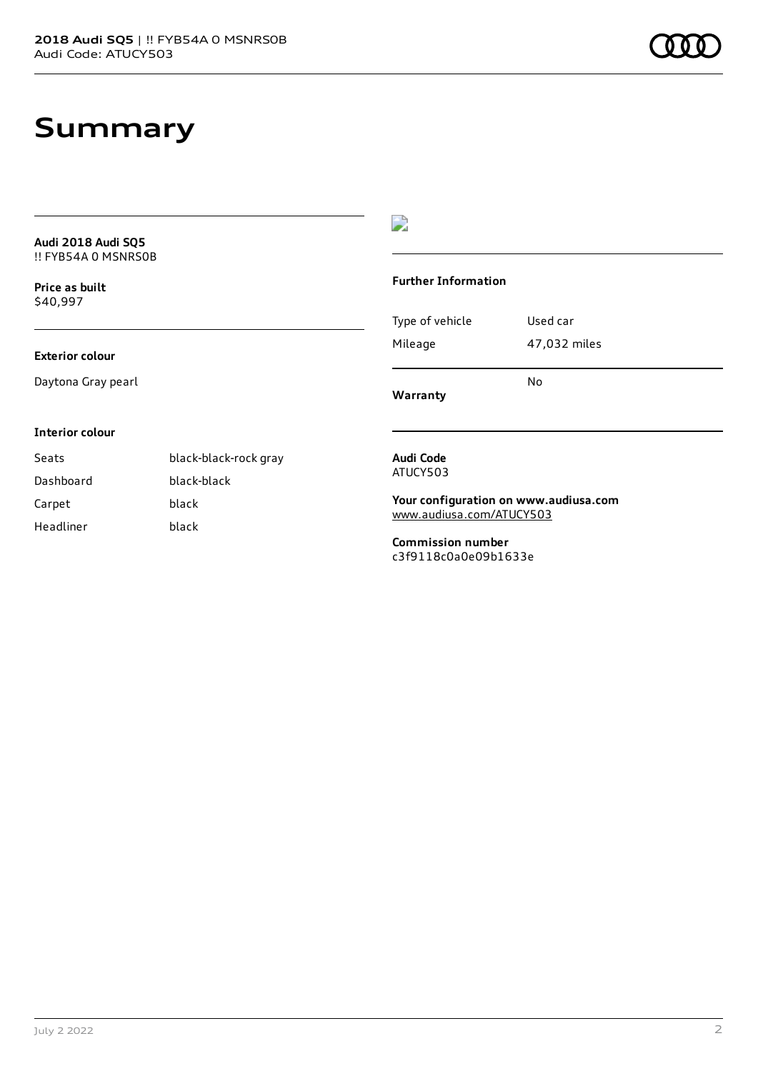# Summary

**Audi 2018 Audi SQ5**
!! FYB54A 0 MSNRS0B

**Price as built**
$40,997

**Exterior colour**

Daytona Gray pearl

**Interior colour**

| | |
|---|---|
| Seats | black-black-rock gray |
| Dashboard | black-black |
| Carpet | black |
| Headliner | black |

**Further Information**

| | |
|---|---|
| Type of vehicle | Used car |
| Mileage | 47,032 miles |
| **Warranty** | No |

**Audi Code**
ATUCY503

**Your configuration on www.audiusa.com**
www.audiusa.com/ATUCY503

**Commission number**
c3f9118c0a0e09b1633e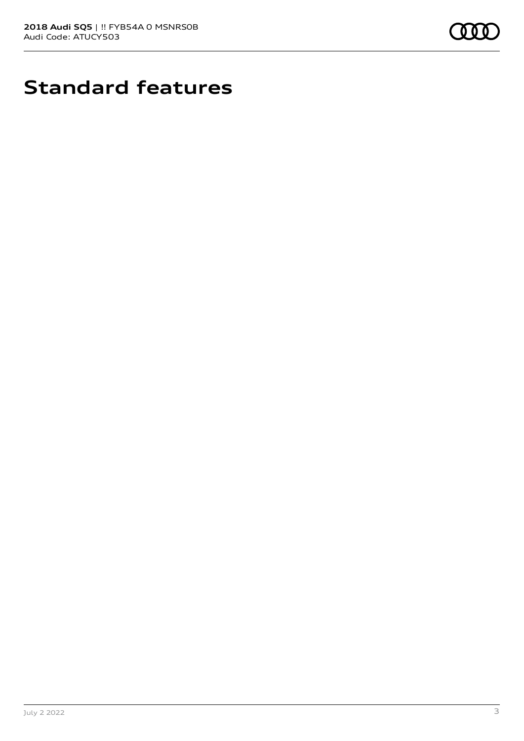# Standard features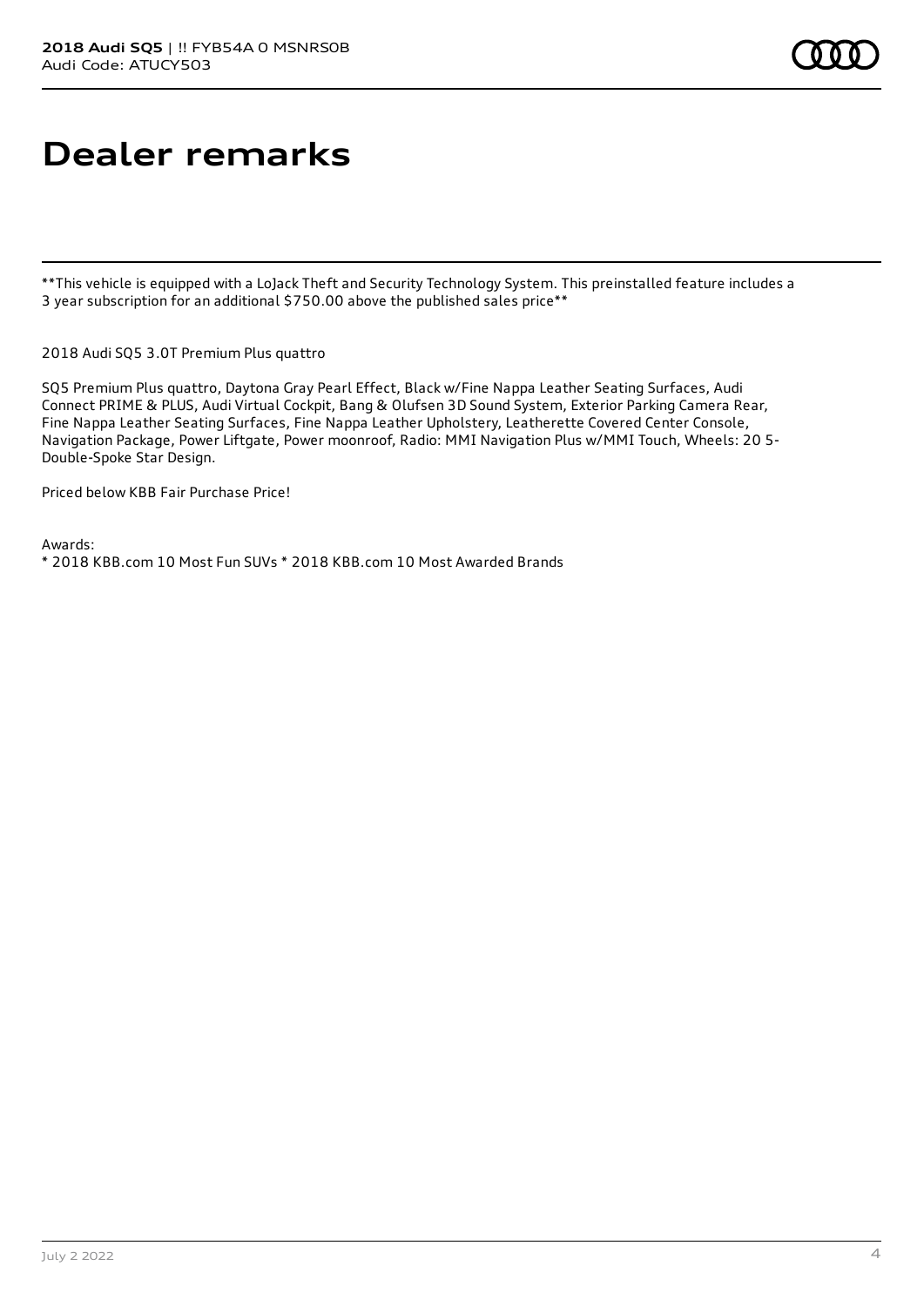# Dealer remarks

**This vehicle is equipped with a LoJack Theft and Security Technology System. This preinstalled feature includes a 3 year subscription for an additional $750.00 above the published sales price**

2018 Audi SQ5 3.0T Premium Plus quattro

SQ5 Premium Plus quattro, Daytona Gray Pearl Effect, Black w/Fine Nappa Leather Seating Surfaces, Audi Connect PRIME & PLUS, Audi Virtual Cockpit, Bang & Olufsen 3D Sound System, Exterior Parking Camera Rear, Fine Nappa Leather Seating Surfaces, Fine Nappa Leather Upholstery, Leatherette Covered Center Console, Navigation Package, Power Liftgate, Power moonroof, Radio: MMI Navigation Plus w/MMI Touch, Wheels: 20 5-Double-Spoke Star Design.

Priced below KBB Fair Purchase Price!

Awards:
* 2018 KBB.com 10 Most Fun SUVs * 2018 KBB.com 10 Most Awarded Brands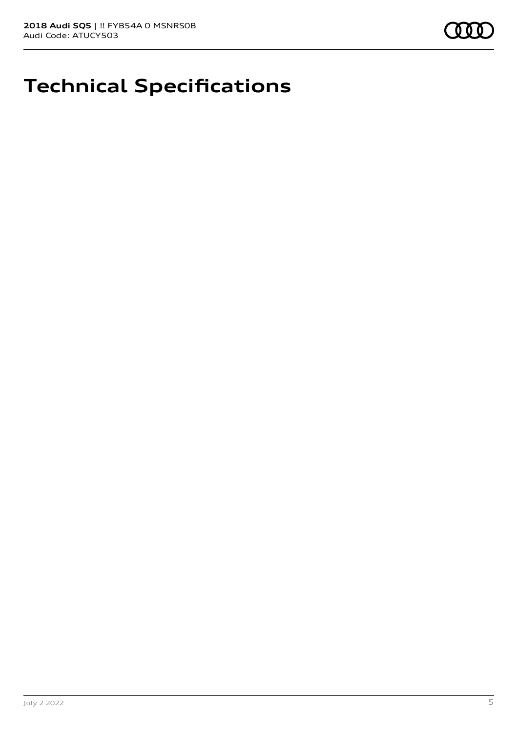# Technical Specifications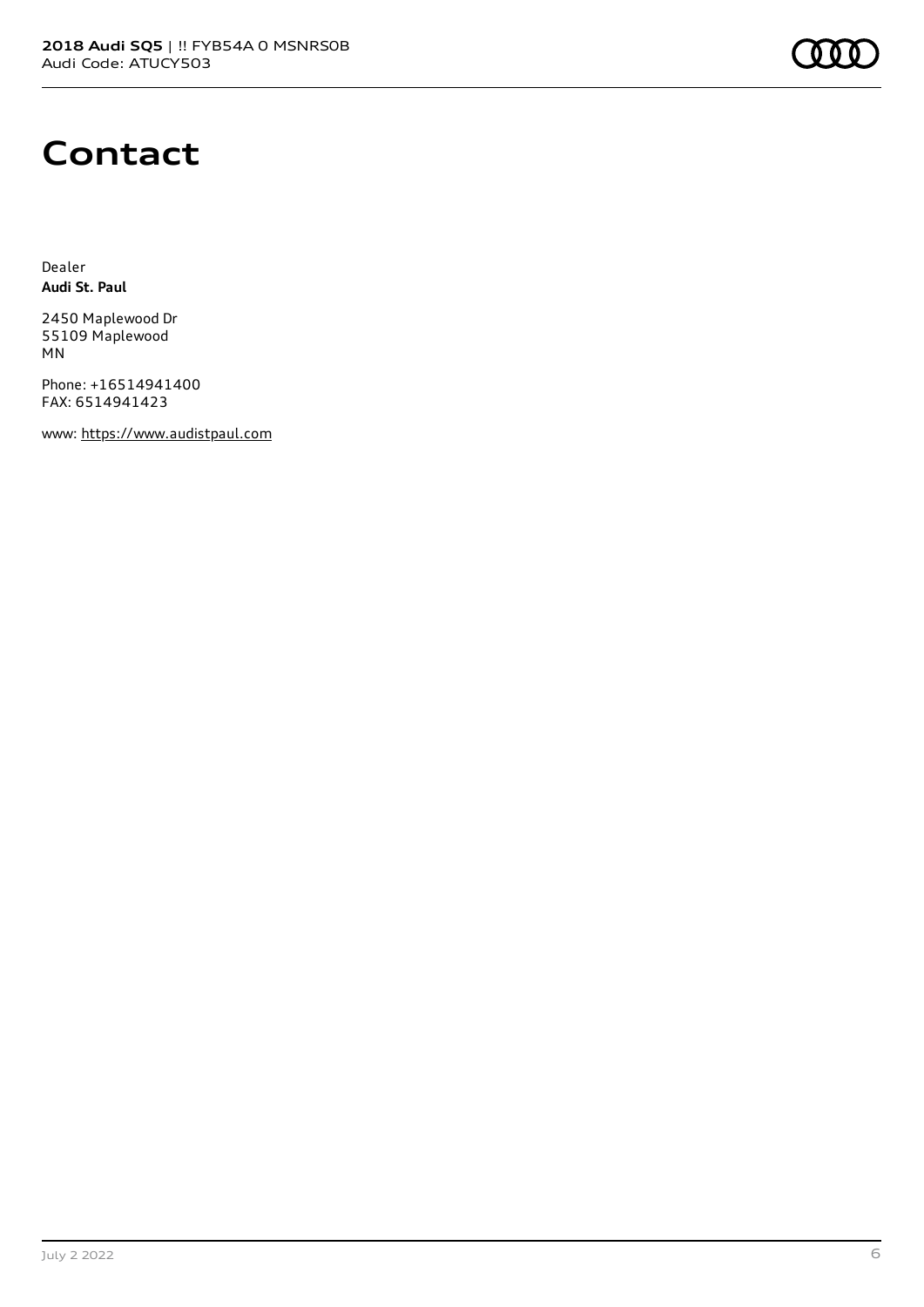# Contact

Dealer
**Audi St. Paul**

2450 Maplewood Dr
55109 Maplewood
MN

Phone: +16514941400
FAX: 6514941423

www: https://www.audistpaul.com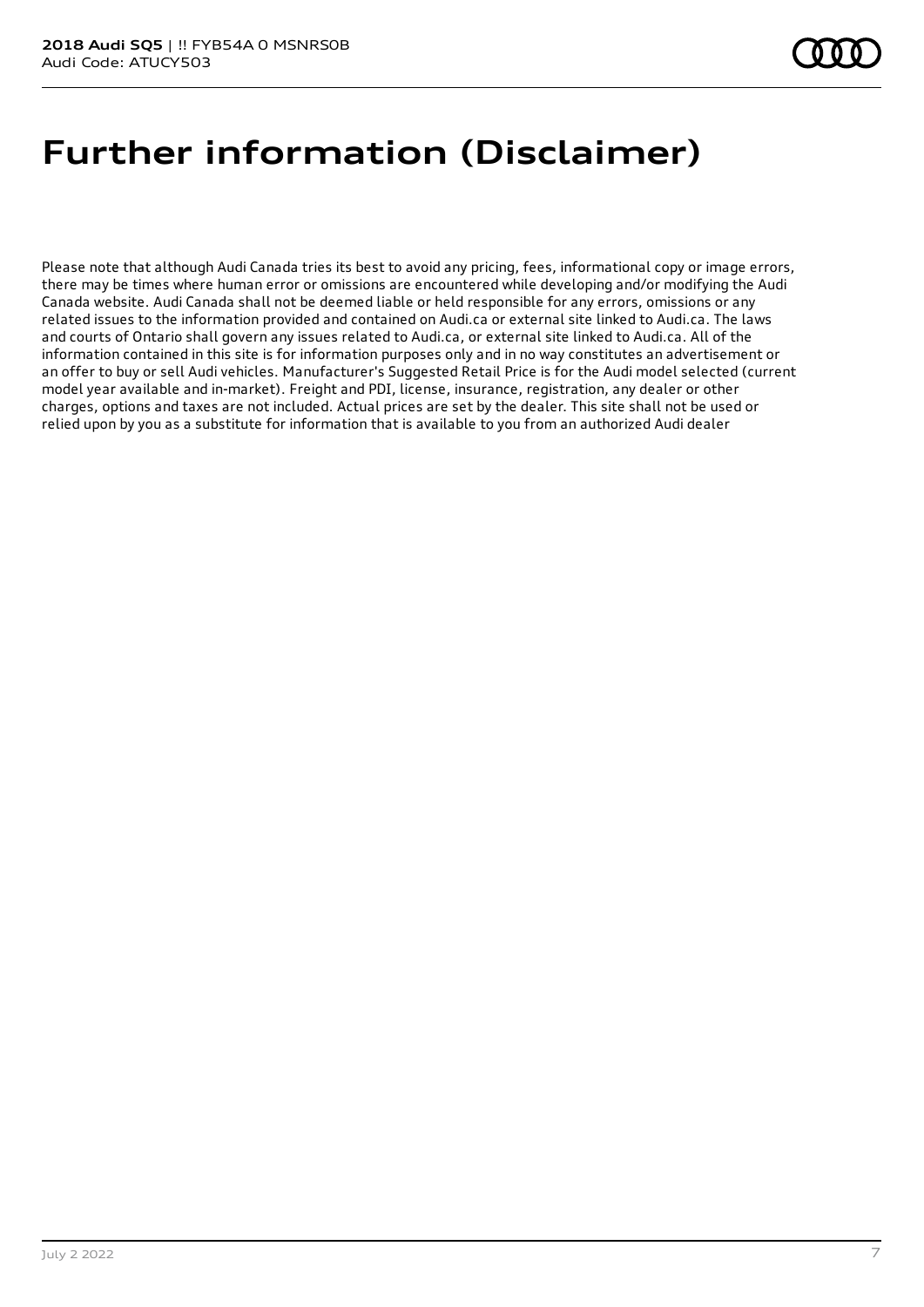# Further information (Disclaimer)

Please note that although Audi Canada tries its best to avoid any pricing, fees, informational copy or image errors, there may be times where human error or omissions are encountered while developing and/or modifying the Audi Canada website. Audi Canada shall not be deemed liable or held responsible for any errors, omissions or any related issues to the information provided and contained on Audi.ca or external site linked to Audi.ca. The laws and courts of Ontario shall govern any issues related to Audi.ca, or external site linked to Audi.ca. All of the information contained in this site is for information purposes only and in no way constitutes an advertisement or an offer to buy or sell Audi vehicles. Manufacturer's Suggested Retail Price is for the Audi model selected (current model year available and in-market). Freight and PDI, license, insurance, registration, any dealer or other charges, options and taxes are not included. Actual prices are set by the dealer. This site shall not be used or relied upon by you as a substitute for information that is available to you from an authorized Audi dealer